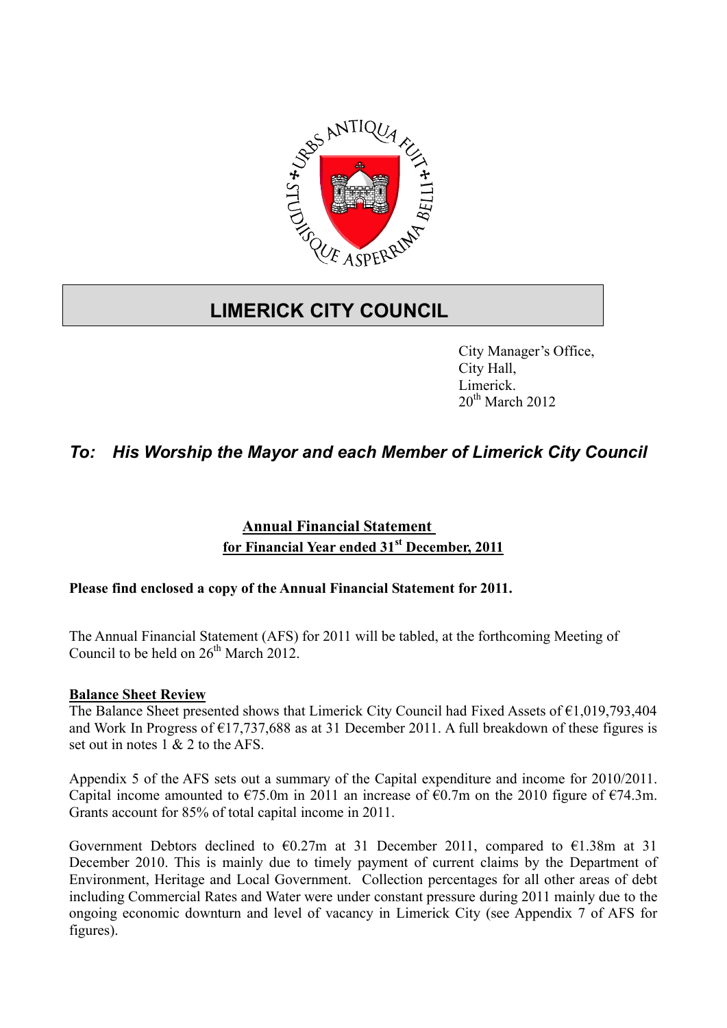# LIMERICK CITY COUNCIL

City Manager's Office,
City Hall,
Limerick.
20th March 2012

***To: His Worship the Mayor and each Member of Limerick City Council***

## Annual Financial Statement for Financial Year ended 31st December, 2011

**Please find enclosed a copy of the Annual Financial Statement for 2011.**

The Annual Financial Statement (AFS) for 2011 will be tabled, at the forthcoming Meeting of Council to be held on 26th March 2012.

### Balance Sheet Review

The Balance Sheet presented shows that Limerick City Council had Fixed Assets of €1,019,793,404 and Work In Progress of €17,737,688 as at 31 December 2011. A full breakdown of these figures is set out in notes 1 & 2 to the AFS.

Appendix 5 of the AFS sets out a summary of the Capital expenditure and income for 2010/2011. Capital income amounted to €75.0m in 2011 an increase of €0.7m on the 2010 figure of €74.3m. Grants account for 85% of total capital income in 2011.

Government Debtors declined to €0.27m at 31 December 2011, compared to €1.38m at 31 December 2010. This is mainly due to timely payment of current claims by the Department of Environment, Heritage and Local Government. Collection percentages for all other areas of debt including Commercial Rates and Water were under constant pressure during 2011 mainly due to the ongoing economic downturn and level of vacancy in Limerick City (see Appendix 7 of AFS for figures).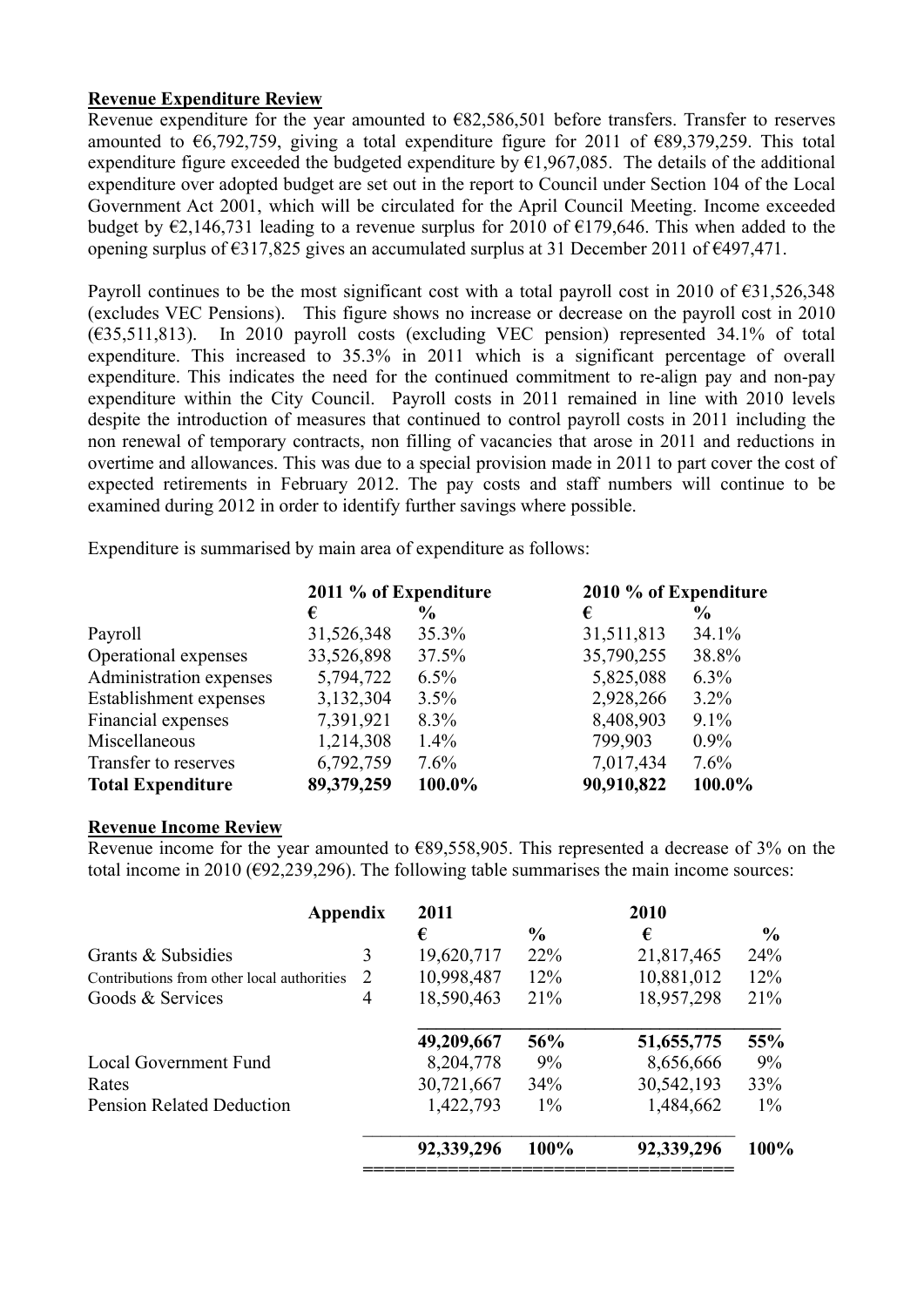**Revenue Expenditure Review**

Revenue expenditure for the year amounted to €82,586,501 before transfers. Transfer to reserves amounted to €6,792,759, giving a total expenditure figure for 2011 of €89,379,259. This total expenditure figure exceeded the budgeted expenditure by €1,967,085. The details of the additional expenditure over adopted budget are set out in the report to Council under Section 104 of the Local Government Act 2001, which will be circulated for the April Council Meeting. Income exceeded budget by €2,146,731 leading to a revenue surplus for 2010 of €179,646. This when added to the opening surplus of €317,825 gives an accumulated surplus at 31 December 2011 of €497,471.

Payroll continues to be the most significant cost with a total payroll cost in 2010 of €31,526,348 (excludes VEC Pensions). This figure shows no increase or decrease on the payroll cost in 2010 (€35,511,813). In 2010 payroll costs (excluding VEC pension) represented 34.1% of total expenditure. This increased to 35.3% in 2011 which is a significant percentage of overall expenditure. This indicates the need for the continued commitment to re-align pay and non-pay expenditure within the City Council. Payroll costs in 2011 remained in line with 2010 levels despite the introduction of measures that continued to control payroll costs in 2011 including the non renewal of temporary contracts, non filling of vacancies that arose in 2011 and reductions in overtime and allowances. This was due to a special provision made in 2011 to part cover the cost of expected retirements in February 2012. The pay costs and staff numbers will continue to be examined during 2012 in order to identify further savings where possible.

Expenditure is summarised by main area of expenditure as follows:

| | 2011 % of Expenditure | | 2010 % of Expenditure | |
|---|---|---|---|---|
| | € | % | € | % |
| Payroll | 31,526,348 | 35.3% | 31,511,813 | 34.1% |
| Operational expenses | 33,526,898 | 37.5% | 35,790,255 | 38.8% |
| Administration expenses | 5,794,722 | 6.5% | 5,825,088 | 6.3% |
| Establishment expenses | 3,132,304 | 3.5% | 2,928,266 | 3.2% |
| Financial expenses | 7,391,921 | 8.3% | 8,408,903 | 9.1% |
| Miscellaneous | 1,214,308 | 1.4% | 799,903 | 0.9% |
| Transfer to reserves | 6,792,759 | 7.6% | 7,017,434 | 7.6% |
| **Total Expenditure** | **89,379,259** | **100.0%** | **90,910,822** | **100.0%** |

**Revenue Income Review**

Revenue income for the year amounted to €89,558,905. This represented a decrease of 3% on the total income in 2010 (€92,239,296). The following table summarises the main income sources:

| | Appendix | 2011 | | 2010 | |
|---|---|---|---|---|---|
| | | € | % | € | % |
| Grants & Subsidies | 3 | 19,620,717 | 22% | 21,817,465 | 24% |
| Contributions from other local authorities | 2 | 10,998,487 | 12% | 10,881,012 | 12% |
| Goods & Services | 4 | 18,590,463 | 21% | 18,957,298 | 21% |
| | | **49,209,667** | **56%** | **51,655,775** | **55%** |
| Local Government Fund | | 8,204,778 | 9% | 8,656,666 | 9% |
| Rates | | 30,721,667 | 34% | 30,542,193 | 33% |
| Pension Related Deduction | | 1,422,793 | 1% | 1,484,662 | 1% |
| | | **92,339,296** | **100%** | **92,339,296** | **100%** |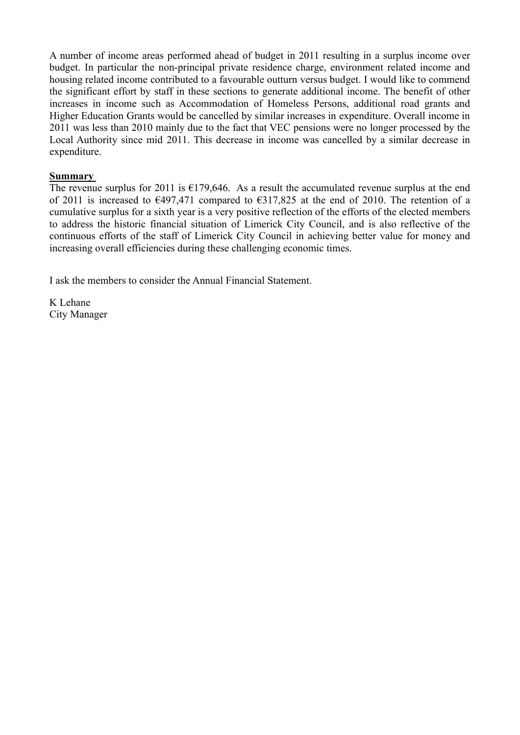A number of income areas performed ahead of budget in 2011 resulting in a surplus income over budget. In particular the non-principal private residence charge, environment related income and housing related income contributed to a favourable outturn versus budget. I would like to commend the significant effort by staff in these sections to generate additional income. The benefit of other increases in income such as Accommodation of Homeless Persons, additional road grants and Higher Education Grants would be cancelled by similar increases in expenditure. Overall income in 2011 was less than 2010 mainly due to the fact that VEC pensions were no longer processed by the Local Authority since mid 2011. This decrease in income was cancelled by a similar decrease in expenditure.

**Summary**

The revenue surplus for 2011 is €179,646. As a result the accumulated revenue surplus at the end of 2011 is increased to €497,471 compared to €317,825 at the end of 2010. The retention of a cumulative surplus for a sixth year is a very positive reflection of the efforts of the elected members to address the historic financial situation of Limerick City Council, and is also reflective of the continuous efforts of the staff of Limerick City Council in achieving better value for money and increasing overall efficiencies during these challenging economic times.

I ask the members to consider the Annual Financial Statement.

K Lehane
City Manager